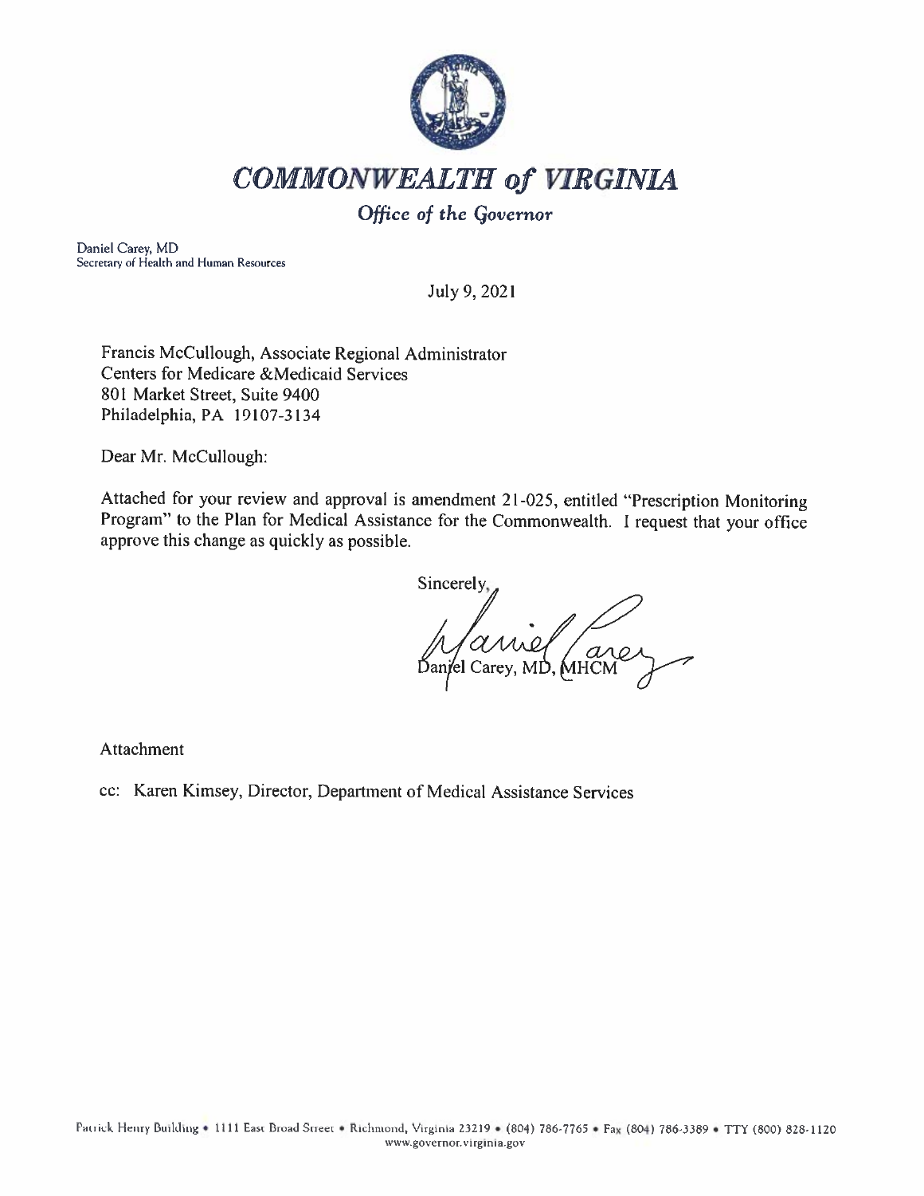# *COMMONWEALTH of VIRGINIA*

*Office of the Governor*

Daniel Carey, MD
Secretary of Health and Human Resources

July 9, 2021

Francis McCullough, Associate Regional Administrator
Centers for Medicare &Medicaid Services
801 Market Street, Suite 9400
Philadelphia, PA 19107-3134

Dear Mr. McCullough:

Attached for your review and approval is amendment 21-025, entitled "Prescription Monitoring Program" to the Plan for Medical Assistance for the Commonwealth. I request that your office approve this change as quickly as possible.

Sincerely,

Daniel Carey, MD, MHCM

Attachment

cc: Karen Kimsey, Director, Department of Medical Assistance Services

Patrick Henry Building • 1111 East Broad Street • Richmond, Virginia 23219 • (804) 786-7765 • Fax (804) 786-3389 • TTY (800) 828-1120
www.governor.virginia.gov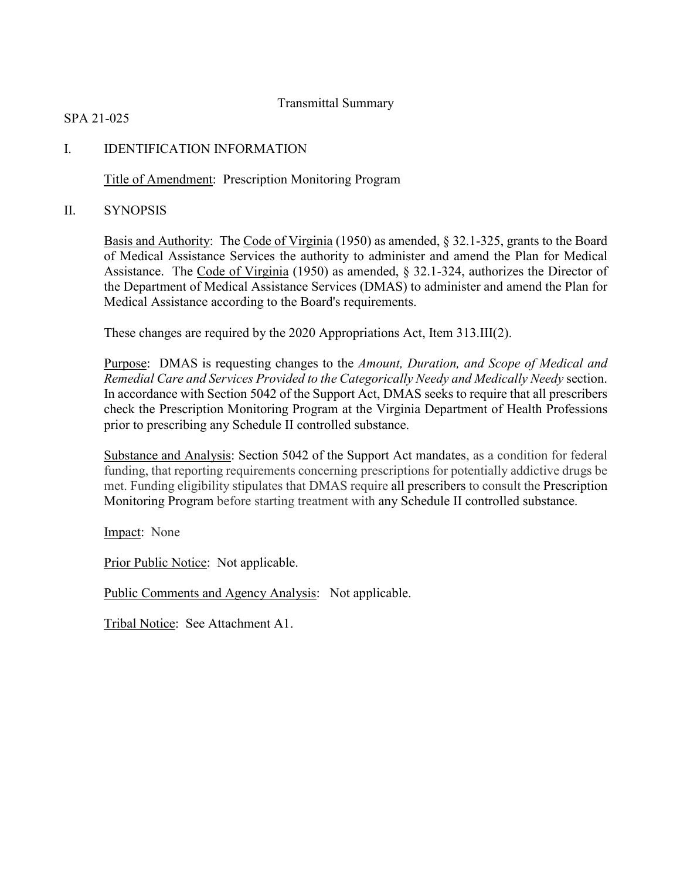# Transmittal Summary

SPA 21-025

## I. IDENTIFICATION INFORMATION

Title of Amendment: Prescription Monitoring Program

## II. SYNOPSIS

Basis and Authority: The Code of Virginia (1950) as amended, § 32.1-325, grants to the Board of Medical Assistance Services the authority to administer and amend the Plan for Medical Assistance. The Code of Virginia (1950) as amended, § 32.1-324, authorizes the Director of the Department of Medical Assistance Services (DMAS) to administer and amend the Plan for Medical Assistance according to the Board's requirements.

These changes are required by the 2020 Appropriations Act, Item 313.III(2).

Purpose: DMAS is requesting changes to the *Amount, Duration, and Scope of Medical and Remedial Care and Services Provided to the Categorically Needy and Medically Needy* section. In accordance with Section 5042 of the Support Act, DMAS seeks to require that all prescribers check the Prescription Monitoring Program at the Virginia Department of Health Professions prior to prescribing any Schedule II controlled substance.

Substance and Analysis: Section 5042 of the Support Act mandates, as a condition for federal funding, that reporting requirements concerning prescriptions for potentially addictive drugs be met. Funding eligibility stipulates that DMAS require all prescribers to consult the Prescription Monitoring Program before starting treatment with any Schedule II controlled substance.

Impact: None

Prior Public Notice: Not applicable.

Public Comments and Agency Analysis: Not applicable.

Tribal Notice: See Attachment A1.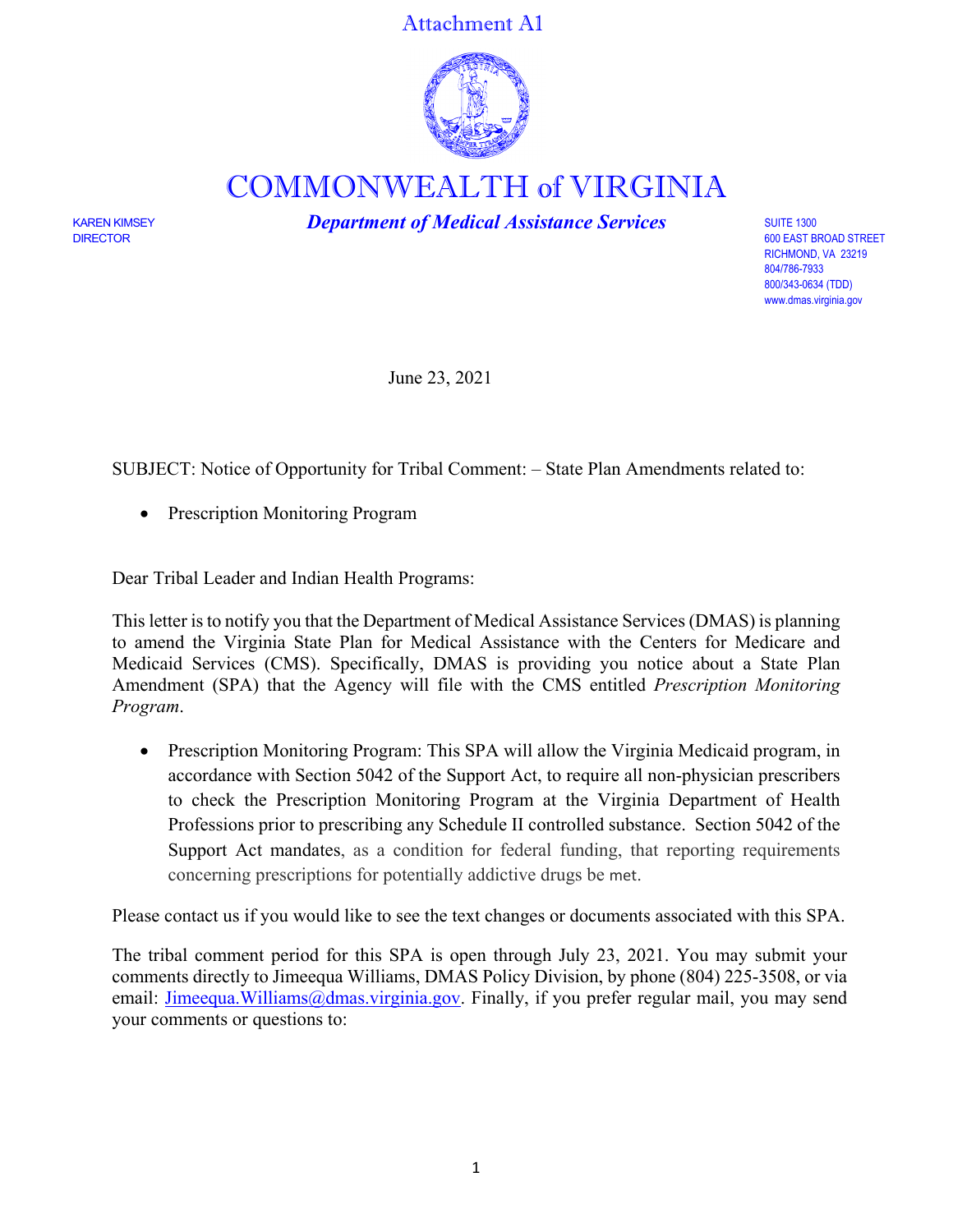Attachment A1

# COMMONWEALTH of VIRGINIA

*Department of Medical Assistance Services*

KAREN KIMSEY
DIRECTOR

SUITE 1300
600 EAST BROAD STREET
RICHMOND, VA 23219
804/786-7933
800/343-0634 (TDD)
www.dmas.virginia.gov

June 23, 2021

SUBJECT: Notice of Opportunity for Tribal Comment: – State Plan Amendments related to:

- Prescription Monitoring Program

Dear Tribal Leader and Indian Health Programs:

This letter is to notify you that the Department of Medical Assistance Services (DMAS) is planning to amend the Virginia State Plan for Medical Assistance with the Centers for Medicare and Medicaid Services (CMS). Specifically, DMAS is providing you notice about a State Plan Amendment (SPA) that the Agency will file with the CMS entitled *Prescription Monitoring Program*.

- Prescription Monitoring Program: This SPA will allow the Virginia Medicaid program, in accordance with Section 5042 of the Support Act, to require all non-physician prescribers to check the Prescription Monitoring Program at the Virginia Department of Health Professions prior to prescribing any Schedule II controlled substance. Section 5042 of the Support Act mandates, as a condition for federal funding, that reporting requirements concerning prescriptions for potentially addictive drugs be met.

Please contact us if you would like to see the text changes or documents associated with this SPA.

The tribal comment period for this SPA is open through July 23, 2021. You may submit your comments directly to Jimeequa Williams, DMAS Policy Division, by phone (804) 225-3508, or via email: Jimeequa.Williams@dmas.virginia.gov. Finally, if you prefer regular mail, you may send your comments or questions to: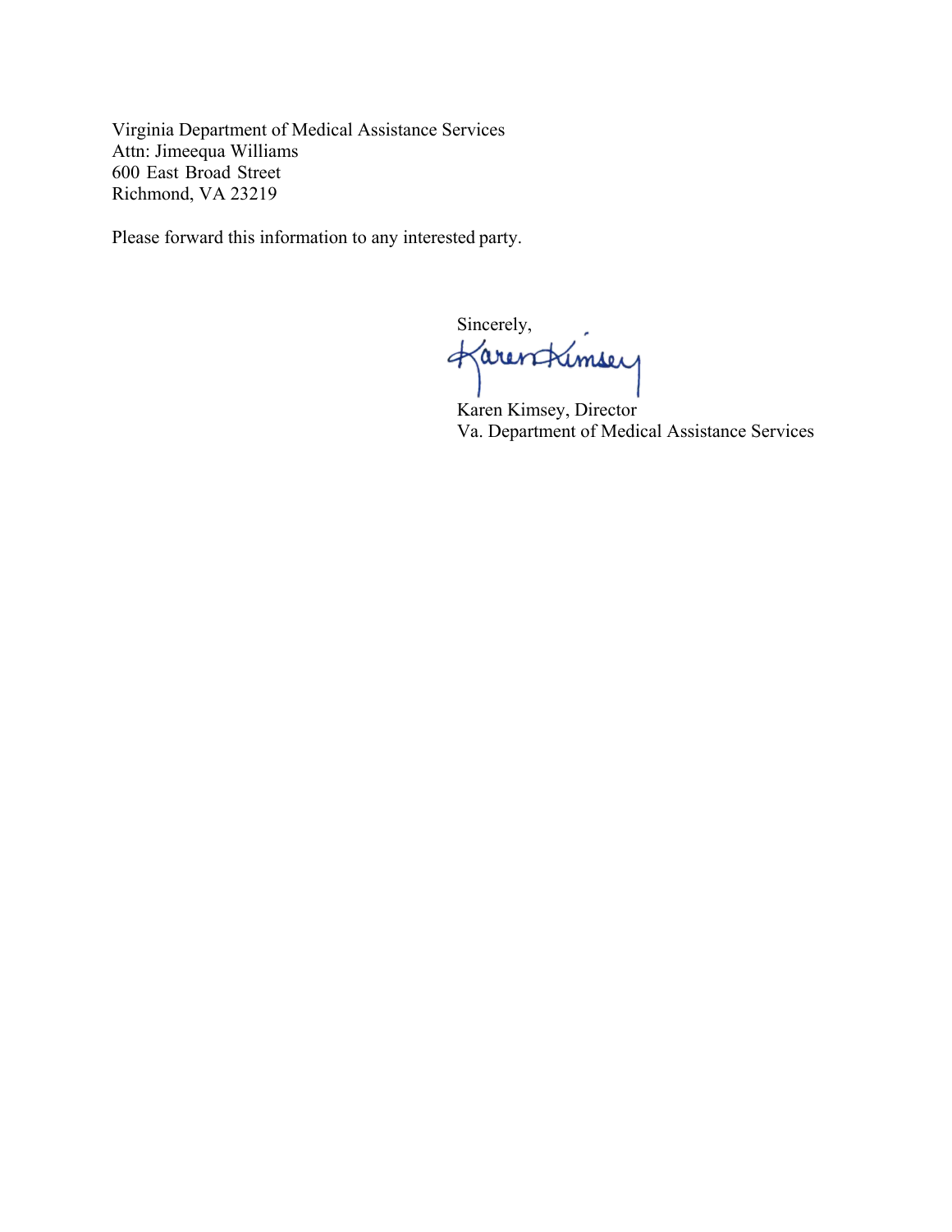Virginia Department of Medical Assistance Services
Attn: Jimeequa Williams
600 East Broad Street
Richmond, VA 23219

Please forward this information to any interested party.

Sincerely,

Karen Kimsey, Director
Va. Department of Medical Assistance Services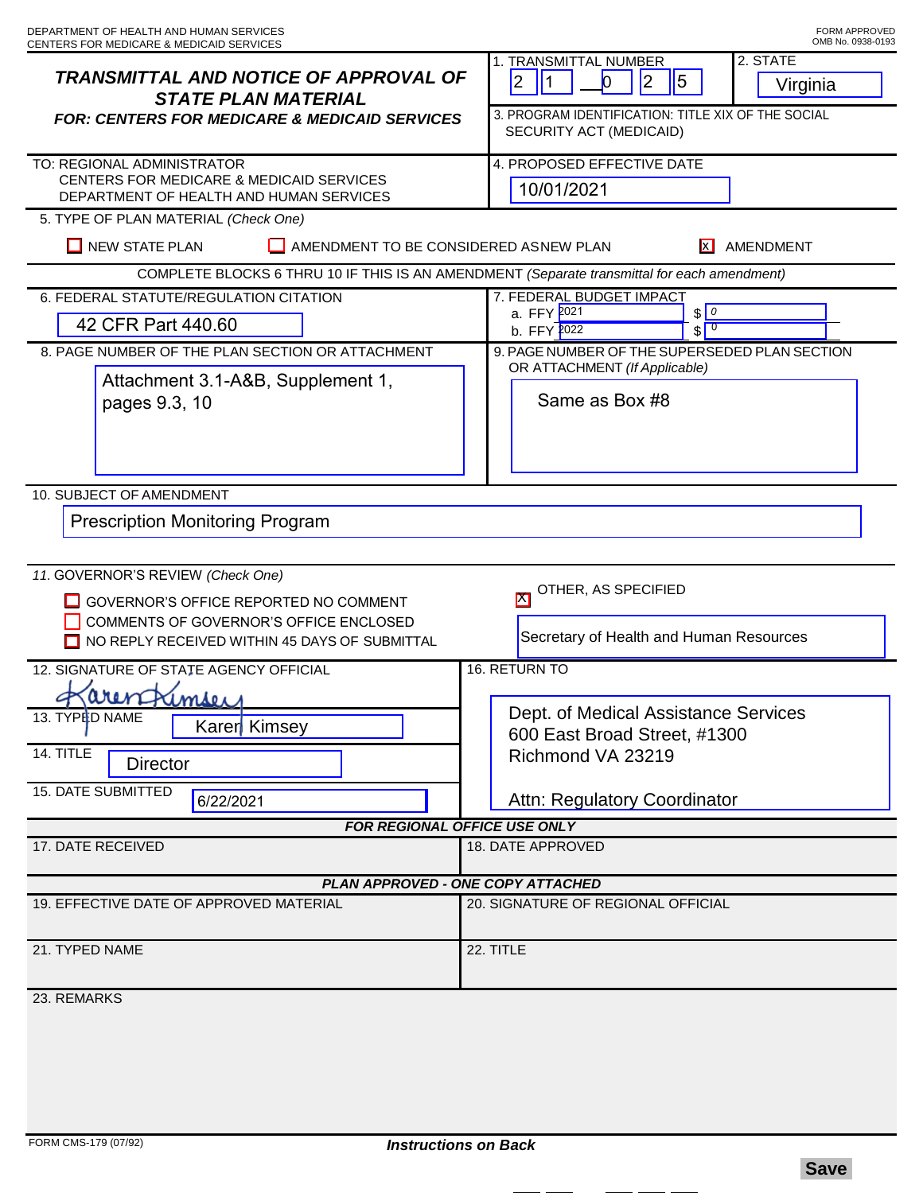DEPARTMENT OF HEALTH AND HUMAN SERVICES
CENTERS FOR MEDICARE & MEDICAID SERVICES

FORM APPROVED
OMB No. 0938-0193

# *TRANSMITTAL AND NOTICE OF APPROVAL OF STATE PLAN MATERIAL*

***FOR: CENTERS FOR MEDICARE & MEDICAID SERVICES***

1. TRANSMITTAL NUMBER: 2 1 — 0 2 5

2. STATE: Virginia

3. PROGRAM IDENTIFICATION: TITLE XIX OF THE SOCIAL SECURITY ACT (MEDICAID)

TO: REGIONAL ADMINISTRATOR
CENTERS FOR MEDICARE & MEDICAID SERVICES
DEPARTMENT OF HEALTH AND HUMAN SERVICES

4. PROPOSED EFFECTIVE DATE: 10/01/2021

5. TYPE OF PLAN MATERIAL *(Check One)*

- [ ] NEW STATE PLAN
- [ ] AMENDMENT TO BE CONSIDERED AS NEW PLAN
- [x] AMENDMENT

COMPLETE BLOCKS 6 THRU 10 IF THIS IS AN AMENDMENT *(Separate transmittal for each amendment)*

6. FEDERAL STATUTE/REGULATION CITATION: 42 CFR Part 440.60

7. FEDERAL BUDGET IMPACT
   a. FFY 2021 $ 0
   b. FFY 2022 $ 0

8. PAGE NUMBER OF THE PLAN SECTION OR ATTACHMENT: Attachment 3.1-A&B, Supplement 1, pages 9.3, 10

9. PAGE NUMBER OF THE SUPERSEDED PLAN SECTION OR ATTACHMENT *(If Applicable)*: Same as Box #8

10. SUBJECT OF AMENDMENT: Prescription Monitoring Program

11. GOVERNOR'S REVIEW *(Check One)*

- [ ] GOVERNOR'S OFFICE REPORTED NO COMMENT
- [ ] COMMENTS OF GOVERNOR'S OFFICE ENCLOSED
- [ ] NO REPLY RECEIVED WITHIN 45 DAYS OF SUBMITTAL
- [x] OTHER, AS SPECIFIED: Secretary of Health and Human Resources

12. SIGNATURE OF STATE AGENCY OFFICIAL: Karen Kimsey

13. TYPED NAME: Karen Kimsey

14. TITLE: Director

15. DATE SUBMITTED: 6/22/2021

16. RETURN TO:
Dept. of Medical Assistance Services
600 East Broad Street, #1300
Richmond VA 23219

Attn: Regulatory Coordinator

***FOR REGIONAL OFFICE USE ONLY***

17. DATE RECEIVED:

18. DATE APPROVED:

***PLAN APPROVED - ONE COPY ATTACHED***

19. EFFECTIVE DATE OF APPROVED MATERIAL:

20. SIGNATURE OF REGIONAL OFFICIAL:

21. TYPED NAME:

22. TITLE:

23. REMARKS:

FORM CMS-179 (07/92)

***Instructions on Back***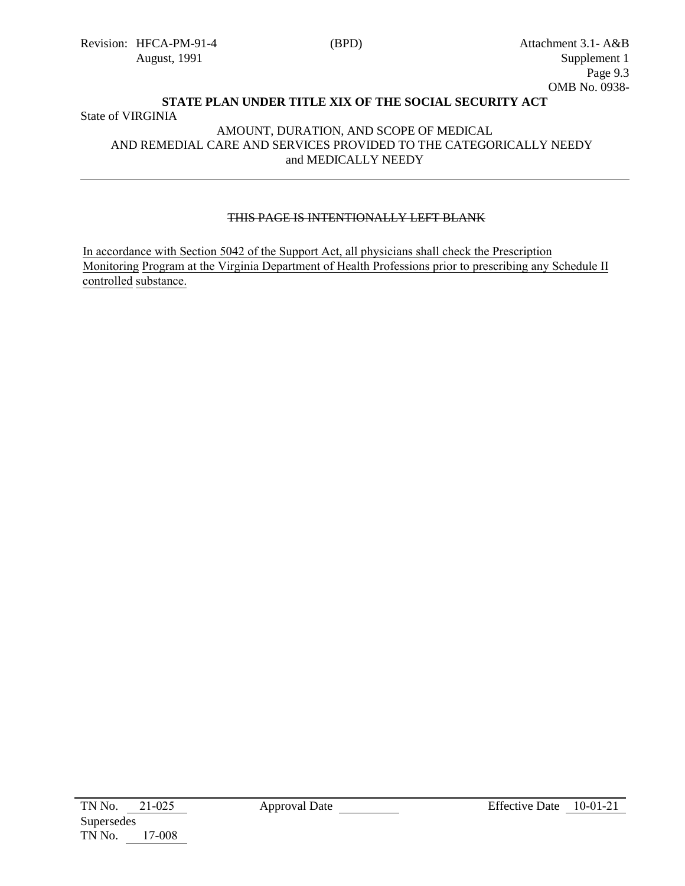Revision: HFCA-PM-91-4 (BPD) Attachment 3.1- A&B
August, 1991 Supplement 1
Page 9.3
OMB No. 0938-

**STATE PLAN UNDER TITLE XIX OF THE SOCIAL SECURITY ACT**

State of VIRGINIA

AMOUNT, DURATION, AND SCOPE OF MEDICAL AND REMEDIAL CARE AND SERVICES PROVIDED TO THE CATEGORICALLY NEEDY and MEDICALLY NEEDY

---

~~THIS PAGE IS INTENTIONALLY LEFT BLANK~~

<u>In accordance with Section 5042 of the Support Act, all physicians shall check the Prescription Monitoring Program at the Virginia Department of Health Professions prior to prescribing any Schedule II controlled substance.</u>

TN No. 21-025 Approval Date ________ Effective Date 10-01-21
Supersedes
TN No. 17-008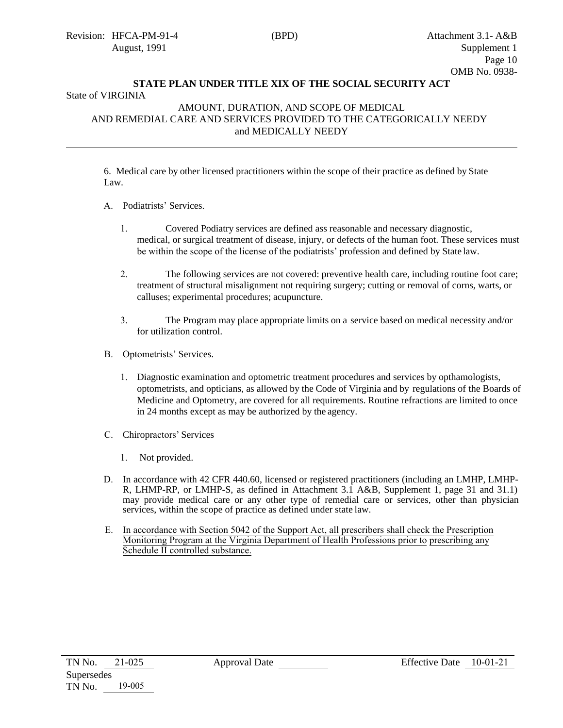**STATE PLAN UNDER TITLE XIX OF THE SOCIAL SECURITY ACT**

State of VIRGINIA

AMOUNT, DURATION, AND SCOPE OF MEDICAL AND REMEDIAL CARE AND SERVICES PROVIDED TO THE CATEGORICALLY NEEDY and MEDICALLY NEEDY

---

6. Medical care by other licensed practitioners within the scope of their practice as defined by State Law.

A. Podiatrists' Services.

1. Covered Podiatry services are defined ass reasonable and necessary diagnostic, medical, or surgical treatment of disease, injury, or defects of the human foot. These services must be within the scope of the license of the podiatrists' profession and defined by State law.

2. The following services are not covered: preventive health care, including routine foot care; treatment of structural misalignment not requiring surgery; cutting or removal of corns, warts, or calluses; experimental procedures; acupuncture.

3. The Program may place appropriate limits on a service based on medical necessity and/or for utilization control.

B. Optometrists' Services.

1. Diagnostic examination and optometric treatment procedures and services by opthamologists, optometrists, and opticians, as allowed by the Code of Virginia and by regulations of the Boards of Medicine and Optometry, are covered for all requirements. Routine refractions are limited to once in 24 months except as may be authorized by the agency.

C. Chiropractors' Services

1. Not provided.

D. In accordance with 42 CFR 440.60, licensed or registered practitioners (including an LMHP, LMHP-R, LHMP-RP, or LMHP-S, as defined in Attachment 3.1 A&B, Supplement 1, page 31 and 31.1) may provide medical care or any other type of remedial care or services, other than physician services, within the scope of practice as defined under state law.

E. In accordance with Section 5042 of the Support Act, all prescribers shall check the Prescription Monitoring Program at the Virginia Department of Health Professions prior to prescribing any Schedule II controlled substance.

| | | |
|---|---|---|
| TN No. 21-025 | Approval Date | Effective Date 10-01-21 |
| Supersedes TN No. 19-005 | | |